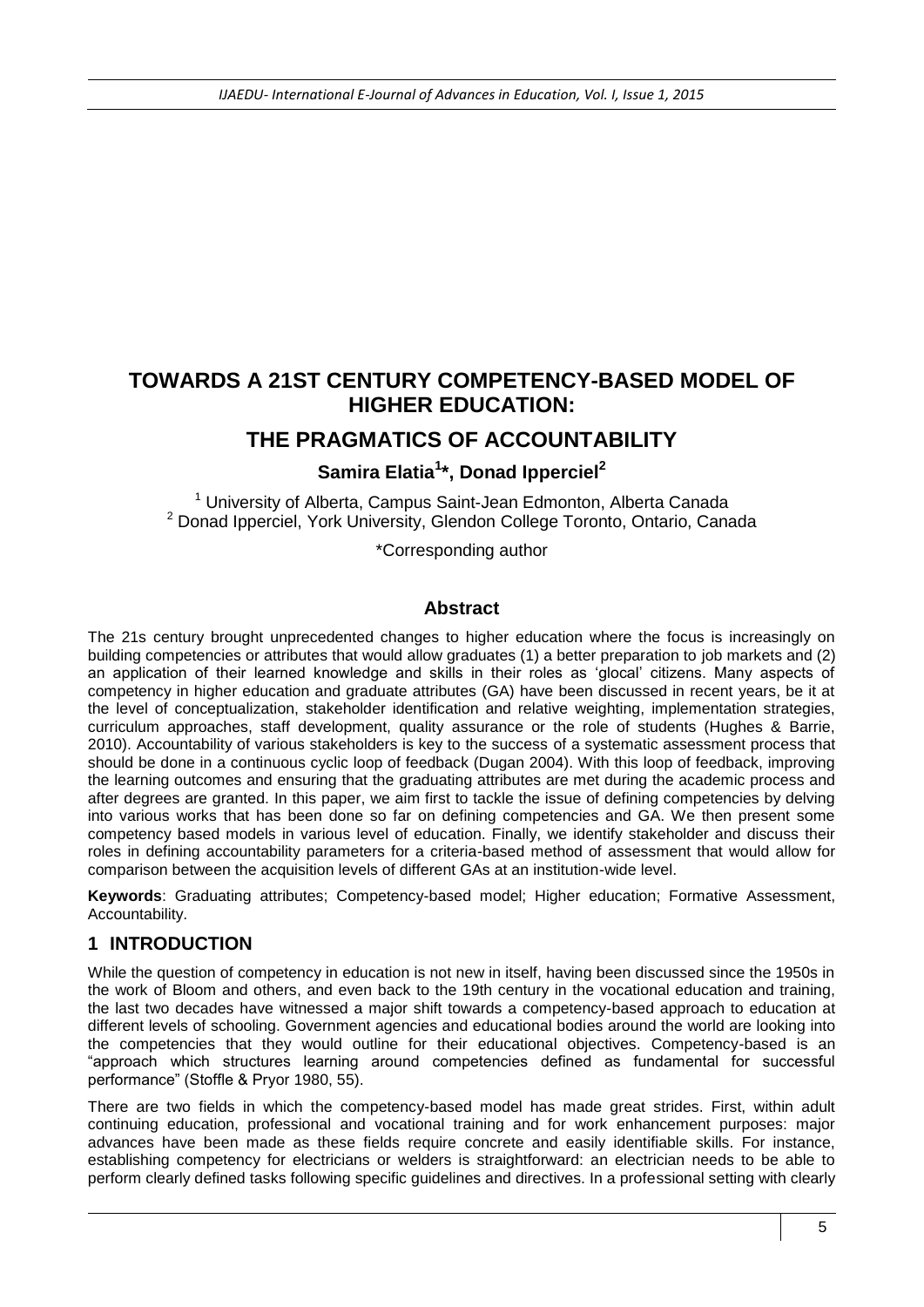# TOWARDS A 21ST CENTURY COMPETENCY-BASED MODEL OF HIGHER EDUCATION:

# THE PRAGMATICS OF ACCOUNTABILITY

**Samira Elatia[1]*, Donad Ipperciel[2]**

[1] University of Alberta, Campus Saint-Jean Edmonton, Alberta Canada
[2] Donad Ipperciel, York University, Glendon College Toronto, Ontario, Canada

*Corresponding author

## Abstract

The 21s century brought unprecedented changes to higher education where the focus is increasingly on building competencies or attributes that would allow graduates (1) a better preparation to job markets and (2) an application of their learned knowledge and skills in their roles as 'glocal' citizens. Many aspects of competency in higher education and graduate attributes (GA) have been discussed in recent years, be it at the level of conceptualization, stakeholder identification and relative weighting, implementation strategies, curriculum approaches, staff development, quality assurance or the role of students (Hughes & Barrie, 2010). Accountability of various stakeholders is key to the success of a systematic assessment process that should be done in a continuous cyclic loop of feedback (Dugan 2004). With this loop of feedback, improving the learning outcomes and ensuring that the graduating attributes are met during the academic process and after degrees are granted. In this paper, we aim first to tackle the issue of defining competencies by delving into various works that has been done so far on defining competencies and GA. We then present some competency based models in various level of education. Finally, we identify stakeholder and discuss their roles in defining accountability parameters for a criteria-based method of assessment that would allow for comparison between the acquisition levels of different GAs at an institution-wide level.

**Keywords**: Graduating attributes; Competency-based model; Higher education; Formative Assessment, Accountability.

## 1 INTRODUCTION

While the question of competency in education is not new in itself, having been discussed since the 1950s in the work of Bloom and others, and even back to the 19th century in the vocational education and training, the last two decades have witnessed a major shift towards a competency-based approach to education at different levels of schooling. Government agencies and educational bodies around the world are looking into the competencies that they would outline for their educational objectives. Competency-based is an "approach which structures learning around competencies defined as fundamental for successful performance" (Stoffle & Pryor 1980, 55).

There are two fields in which the competency-based model has made great strides. First, within adult continuing education, professional and vocational training and for work enhancement purposes: major advances have been made as these fields require concrete and easily identifiable skills. For instance, establishing competency for electricians or welders is straightforward: an electrician needs to be able to perform clearly defined tasks following specific guidelines and directives. In a professional setting with clearly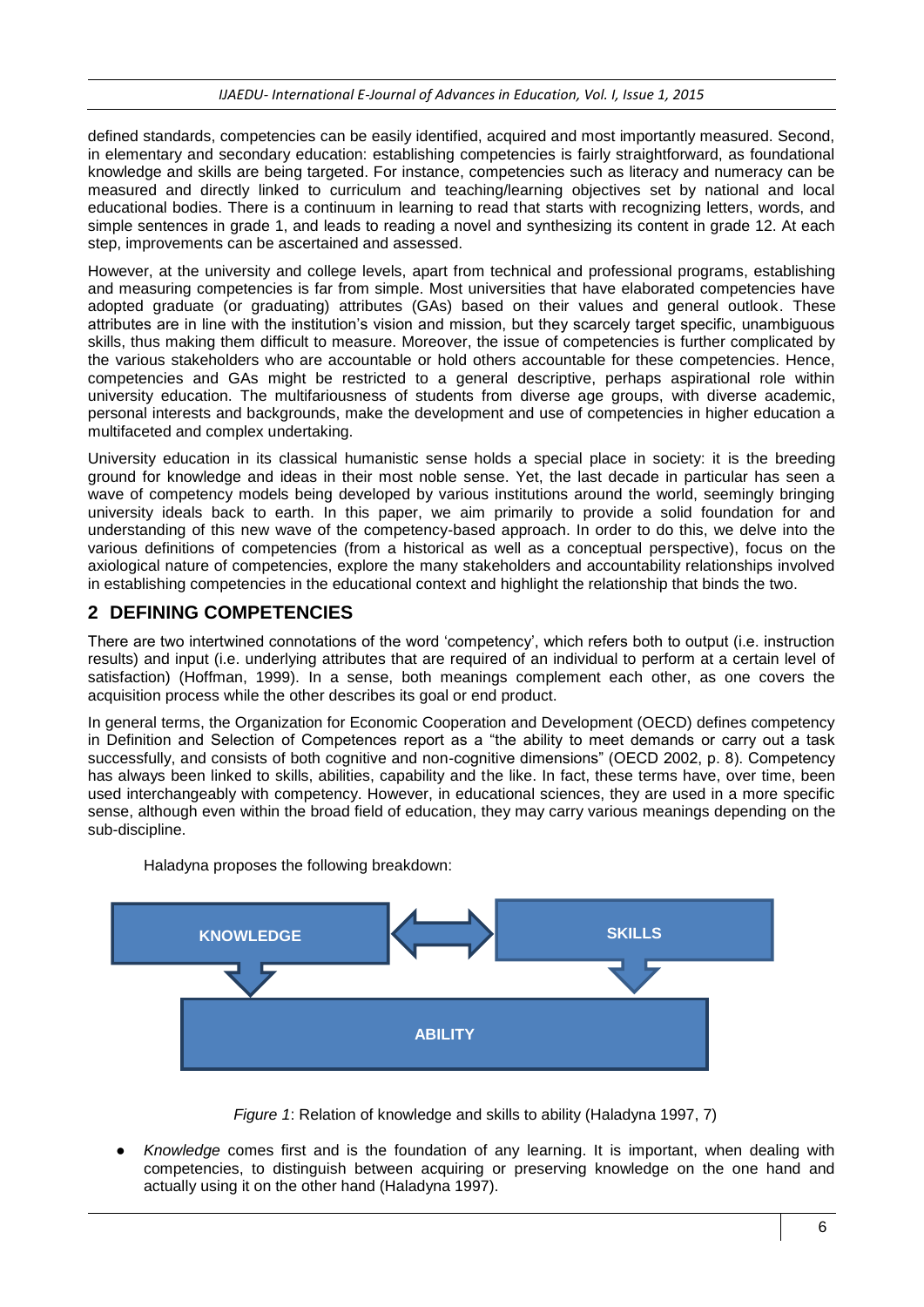defined standards, competencies can be easily identified, acquired and most importantly measured. Second, in elementary and secondary education: establishing competencies is fairly straightforward, as foundational knowledge and skills are being targeted. For instance, competencies such as literacy and numeracy can be measured and directly linked to curriculum and teaching/learning objectives set by national and local educational bodies. There is a continuum in learning to read that starts with recognizing letters, words, and simple sentences in grade 1, and leads to reading a novel and synthesizing its content in grade 12. At each step, improvements can be ascertained and assessed.

However, at the university and college levels, apart from technical and professional programs, establishing and measuring competencies is far from simple. Most universities that have elaborated competencies have adopted graduate (or graduating) attributes (GAs) based on their values and general outlook. These attributes are in line with the institution's vision and mission, but they scarcely target specific, unambiguous skills, thus making them difficult to measure. Moreover, the issue of competencies is further complicated by the various stakeholders who are accountable or hold others accountable for these competencies. Hence, competencies and GAs might be restricted to a general descriptive, perhaps aspirational role within university education. The multifariousness of students from diverse age groups, with diverse academic, personal interests and backgrounds, make the development and use of competencies in higher education a multifaceted and complex undertaking.

University education in its classical humanistic sense holds a special place in society: it is the breeding ground for knowledge and ideas in their most noble sense. Yet, the last decade in particular has seen a wave of competency models being developed by various institutions around the world, seemingly bringing university ideals back to earth. In this paper, we aim primarily to provide a solid foundation for and understanding of this new wave of the competency-based approach. In order to do this, we delve into the various definitions of competencies (from a historical as well as a conceptual perspective), focus on the axiological nature of competencies, explore the many stakeholders and accountability relationships involved in establishing competencies in the educational context and highlight the relationship that binds the two.

## 2 DEFINING COMPETENCIES

There are two intertwined connotations of the word 'competency', which refers both to output (i.e. instruction results) and input (i.e. underlying attributes that are required of an individual to perform at a certain level of satisfaction) (Hoffman, 1999). In a sense, both meanings complement each other, as one covers the acquisition process while the other describes its goal or end product.

In general terms, the Organization for Economic Cooperation and Development (OECD) defines competency in Definition and Selection of Competences report as a "the ability to meet demands or carry out a task successfully, and consists of both cognitive and non-cognitive dimensions" (OECD 2002, p. 8). Competency has always been linked to skills, abilities, capability and the like. In fact, these terms have, over time, been used interchangeably with competency. However, in educational sciences, they are used in a more specific sense, although even within the broad field of education, they may carry various meanings depending on the sub-discipline.

Haladyna proposes the following breakdown:

KNOWLEDGE ⟷ SKILLS

↓ ABILITY ↓

*Figure 1*: Relation of knowledge and skills to ability (Haladyna 1997, 7)

- *Knowledge* comes first and is the foundation of any learning. It is important, when dealing with competencies, to distinguish between acquiring or preserving knowledge on the one hand and actually using it on the other hand (Haladyna 1997).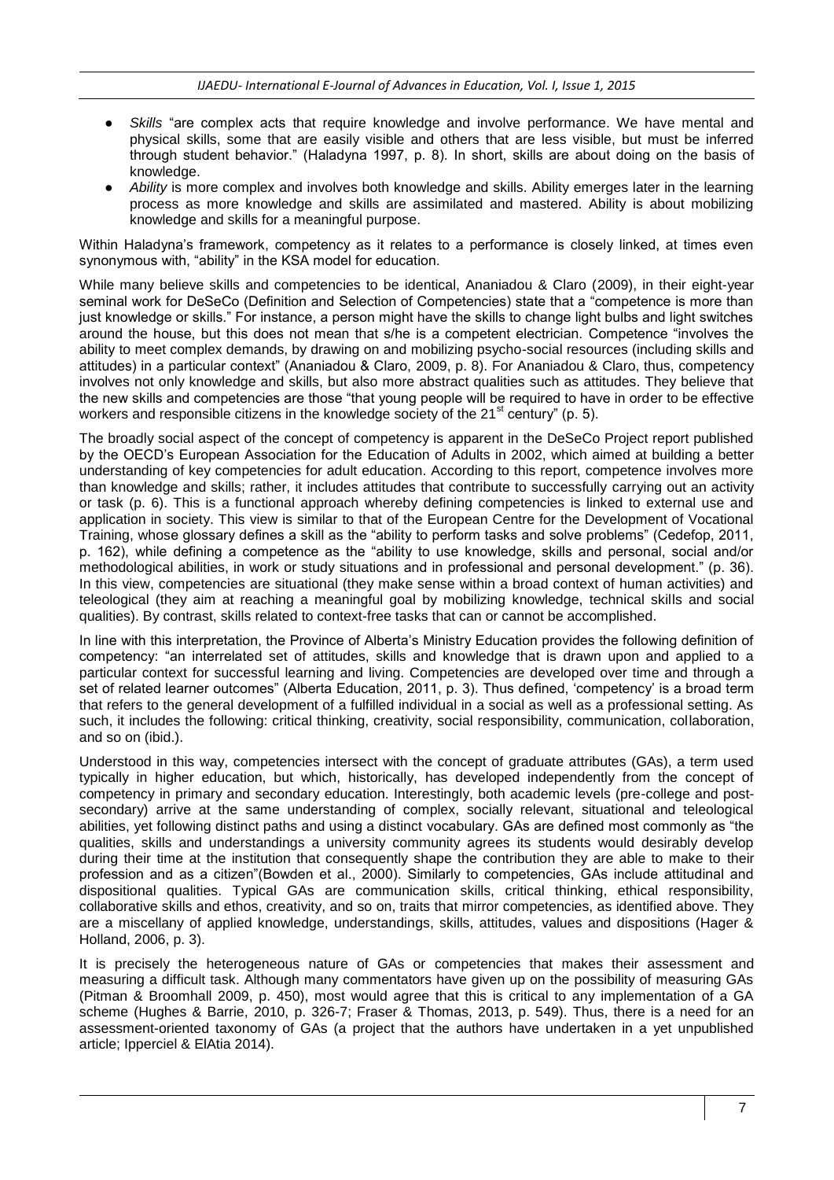- *Skills* "are complex acts that require knowledge and involve performance. We have mental and physical skills, some that are easily visible and others that are less visible, but must be inferred through student behavior." (Haladyna 1997, p. 8). In short, skills are about doing on the basis of knowledge.
- *Ability* is more complex and involves both knowledge and skills. Ability emerges later in the learning process as more knowledge and skills are assimilated and mastered. Ability is about mobilizing knowledge and skills for a meaningful purpose.

Within Haladyna's framework, competency as it relates to a performance is closely linked, at times even synonymous with, "ability" in the KSA model for education.

While many believe skills and competencies to be identical, Ananiadou & Claro (2009), in their eight-year seminal work for DeSeCo (Definition and Selection of Competencies) state that a "competence is more than just knowledge or skills." For instance, a person might have the skills to change light bulbs and light switches around the house, but this does not mean that s/he is a competent electrician. Competence "involves the ability to meet complex demands, by drawing on and mobilizing psycho-social resources (including skills and attitudes) in a particular context" (Ananiadou & Claro, 2009, p. 8). For Ananiadou & Claro, thus, competency involves not only knowledge and skills, but also more abstract qualities such as attitudes. They believe that the new skills and competencies are those "that young people will be required to have in order to be effective workers and responsible citizens in the knowledge society of the 21st century" (p. 5).

The broadly social aspect of the concept of competency is apparent in the DeSeCo Project report published by the OECD's European Association for the Education of Adults in 2002, which aimed at building a better understanding of key competencies for adult education. According to this report, competence involves more than knowledge and skills; rather, it includes attitudes that contribute to successfully carrying out an activity or task (p. 6). This is a functional approach whereby defining competencies is linked to external use and application in society. This view is similar to that of the European Centre for the Development of Vocational Training, whose glossary defines a skill as the "ability to perform tasks and solve problems" (Cedefop, 2011, p. 162), while defining a competence as the "ability to use knowledge, skills and personal, social and/or methodological abilities, in work or study situations and in professional and personal development." (p. 36). In this view, competencies are situational (they make sense within a broad context of human activities) and teleological (they aim at reaching a meaningful goal by mobilizing knowledge, technical skills and social qualities). By contrast, skills related to context-free tasks that can or cannot be accomplished.

In line with this interpretation, the Province of Alberta's Ministry Education provides the following definition of competency: "an interrelated set of attitudes, skills and knowledge that is drawn upon and applied to a particular context for successful learning and living. Competencies are developed over time and through a set of related learner outcomes" (Alberta Education, 2011, p. 3). Thus defined, 'competency' is a broad term that refers to the general development of a fulfilled individual in a social as well as a professional setting. As such, it includes the following: critical thinking, creativity, social responsibility, communication, collaboration, and so on (ibid.).

Understood in this way, competencies intersect with the concept of graduate attributes (GAs), a term used typically in higher education, but which, historically, has developed independently from the concept of competency in primary and secondary education. Interestingly, both academic levels (pre-college and post-secondary) arrive at the same understanding of complex, socially relevant, situational and teleological abilities, yet following distinct paths and using a distinct vocabulary. GAs are defined most commonly as "the qualities, skills and understandings a university community agrees its students would desirably develop during their time at the institution that consequently shape the contribution they are able to make to their profession and as a citizen"(Bowden et al., 2000). Similarly to competencies, GAs include attitudinal and dispositional qualities. Typical GAs are communication skills, critical thinking, ethical responsibility, collaborative skills and ethos, creativity, and so on, traits that mirror competencies, as identified above. They are a miscellany of applied knowledge, understandings, skills, attitudes, values and dispositions (Hager & Holland, 2006, p. 3).

It is precisely the heterogeneous nature of GAs or competencies that makes their assessment and measuring a difficult task. Although many commentators have given up on the possibility of measuring GAs (Pitman & Broomhall 2009, p. 450), most would agree that this is critical to any implementation of a GA scheme (Hughes & Barrie, 2010, p. 326-7; Fraser & Thomas, 2013, p. 549). Thus, there is a need for an assessment-oriented taxonomy of GAs (a project that the authors have undertaken in a yet unpublished article; Ipperciel & ElAtia 2014).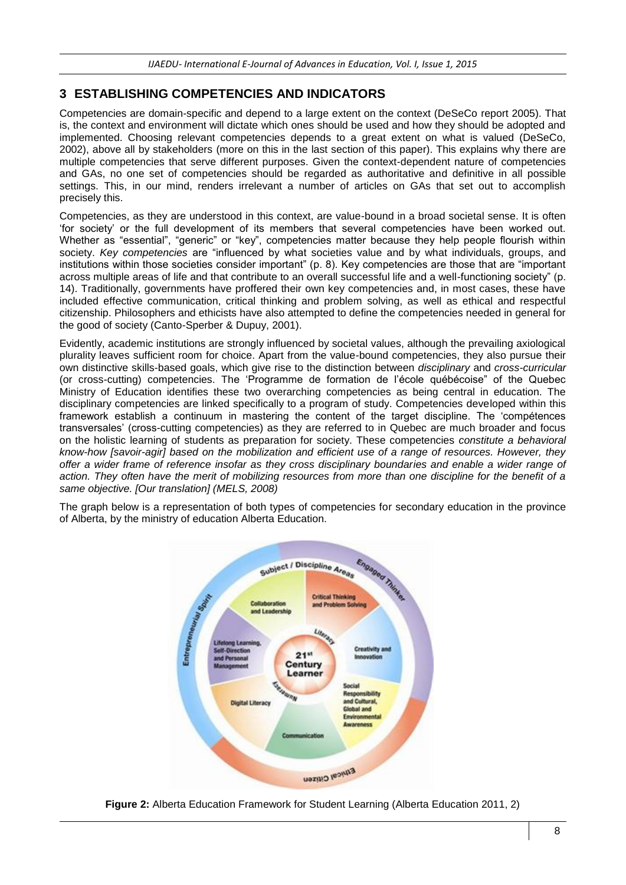## 3 ESTABLISHING COMPETENCIES AND INDICATORS

Competencies are domain-specific and depend to a large extent on the context (DeSeCo report 2005). That is, the context and environment will dictate which ones should be used and how they should be adopted and implemented. Choosing relevant competencies depends to a great extent on what is valued (DeSeCo, 2002), above all by stakeholders (more on this in the last section of this paper). This explains why there are multiple competencies that serve different purposes. Given the context-dependent nature of competencies and GAs, no one set of competencies should be regarded as authoritative and definitive in all possible settings. This, in our mind, renders irrelevant a number of articles on GAs that set out to accomplish precisely this.

Competencies, as they are understood in this context, are value-bound in a broad societal sense. It is often 'for society' or the full development of its members that several competencies have been worked out. Whether as "essential", "generic" or "key", competencies matter because they help people flourish within society. *Key competencies* are "influenced by what societies value and by what individuals, groups, and institutions within those societies consider important" (p. 8). Key competencies are those that are "important across multiple areas of life and that contribute to an overall successful life and a well-functioning society" (p. 14). Traditionally, governments have proffered their own key competencies and, in most cases, these have included effective communication, critical thinking and problem solving, as well as ethical and respectful citizenship. Philosophers and ethicists have also attempted to define the competencies needed in general for the good of society (Canto-Sperber & Dupuy, 2001).

Evidently, academic institutions are strongly influenced by societal values, although the prevailing axiological plurality leaves sufficient room for choice. Apart from the value-bound competencies, they also pursue their own distinctive skills-based goals, which give rise to the distinction between *disciplinary* and *cross-curricular* (or cross-cutting) competencies. The 'Programme de formation de l'école québécoise" of the Quebec Ministry of Education identifies these two overarching competencies as being central in education. The disciplinary competencies are linked specifically to a program of study. Competencies developed within this framework establish a continuum in mastering the content of the target discipline. The 'compétences transversales' (cross-cutting competencies) as they are referred to in Quebec are much broader and focus on the holistic learning of students as preparation for society. These competencies *constitute a behavioral know-how [savoir-agir] based on the mobilization and efficient use of a range of resources. However, they offer a wider frame of reference insofar as they cross disciplinary boundaries and enable a wider range of action. They often have the merit of mobilizing resources from more than one discipline for the benefit of a same objective. [Our translation] (MELS, 2008)*

The graph below is a representation of both types of competencies for secondary education in the province of Alberta, by the ministry of education Alberta Education.

**Figure 2:** Alberta Education Framework for Student Learning (Alberta Education 2011, 2)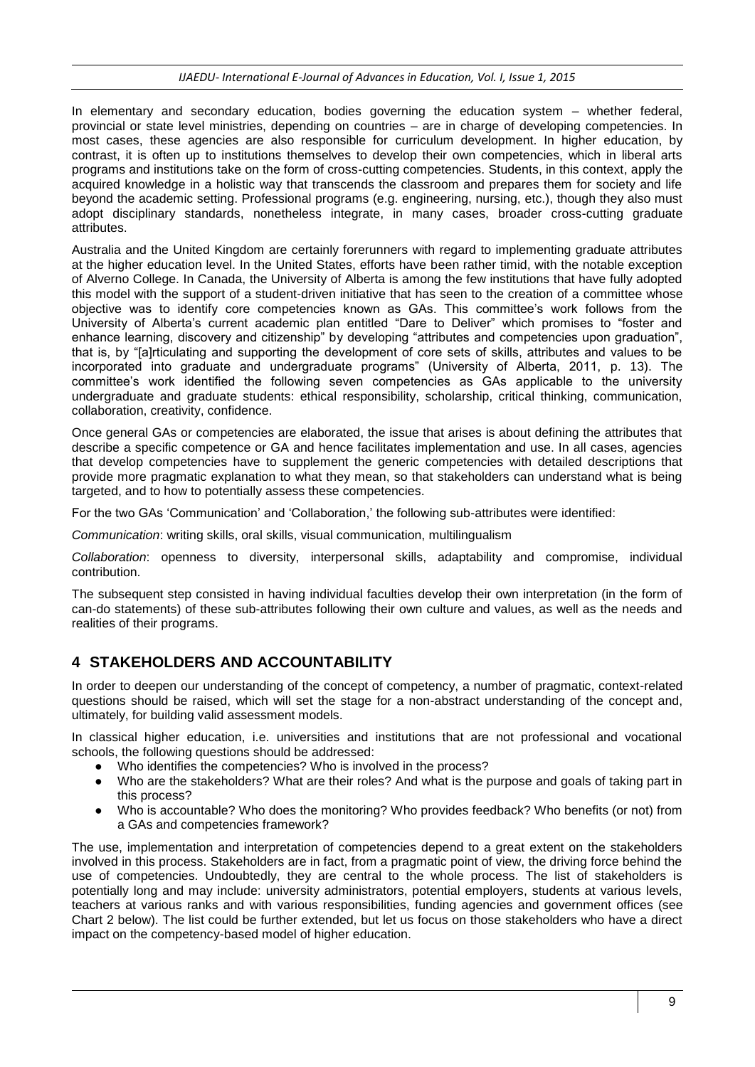In elementary and secondary education, bodies governing the education system – whether federal, provincial or state level ministries, depending on countries – are in charge of developing competencies. In most cases, these agencies are also responsible for curriculum development. In higher education, by contrast, it is often up to institutions themselves to develop their own competencies, which in liberal arts programs and institutions take on the form of cross-cutting competencies. Students, in this context, apply the acquired knowledge in a holistic way that transcends the classroom and prepares them for society and life beyond the academic setting. Professional programs (e.g. engineering, nursing, etc.), though they also must adopt disciplinary standards, nonetheless integrate, in many cases, broader cross-cutting graduate attributes.

Australia and the United Kingdom are certainly forerunners with regard to implementing graduate attributes at the higher education level. In the United States, efforts have been rather timid, with the notable exception of Alverno College. In Canada, the University of Alberta is among the few institutions that have fully adopted this model with the support of a student-driven initiative that has seen to the creation of a committee whose objective was to identify core competencies known as GAs. This committee's work follows from the University of Alberta's current academic plan entitled "Dare to Deliver" which promises to "foster and enhance learning, discovery and citizenship" by developing "attributes and competencies upon graduation", that is, by "[a]rticulating and supporting the development of core sets of skills, attributes and values to be incorporated into graduate and undergraduate programs" (University of Alberta, 2011, p. 13). The committee's work identified the following seven competencies as GAs applicable to the university undergraduate and graduate students: ethical responsibility, scholarship, critical thinking, communication, collaboration, creativity, confidence.

Once general GAs or competencies are elaborated, the issue that arises is about defining the attributes that describe a specific competence or GA and hence facilitates implementation and use. In all cases, agencies that develop competencies have to supplement the generic competencies with detailed descriptions that provide more pragmatic explanation to what they mean, so that stakeholders can understand what is being targeted, and to how to potentially assess these competencies.

For the two GAs 'Communication' and 'Collaboration,' the following sub-attributes were identified:

*Communication*: writing skills, oral skills, visual communication, multilingualism

*Collaboration*: openness to diversity, interpersonal skills, adaptability and compromise, individual contribution.

The subsequent step consisted in having individual faculties develop their own interpretation (in the form of can-do statements) of these sub-attributes following their own culture and values, as well as the needs and realities of their programs.

## 4 STAKEHOLDERS AND ACCOUNTABILITY

In order to deepen our understanding of the concept of competency, a number of pragmatic, context-related questions should be raised, which will set the stage for a non-abstract understanding of the concept and, ultimately, for building valid assessment models.

In classical higher education, i.e. universities and institutions that are not professional and vocational schools, the following questions should be addressed:

- Who identifies the competencies? Who is involved in the process?
- Who are the stakeholders? What are their roles? And what is the purpose and goals of taking part in this process?
- Who is accountable? Who does the monitoring? Who provides feedback? Who benefits (or not) from a GAs and competencies framework?

The use, implementation and interpretation of competencies depend to a great extent on the stakeholders involved in this process. Stakeholders are in fact, from a pragmatic point of view, the driving force behind the use of competencies. Undoubtedly, they are central to the whole process. The list of stakeholders is potentially long and may include: university administrators, potential employers, students at various levels, teachers at various ranks and with various responsibilities, funding agencies and government offices (see Chart 2 below). The list could be further extended, but let us focus on those stakeholders who have a direct impact on the competency-based model of higher education.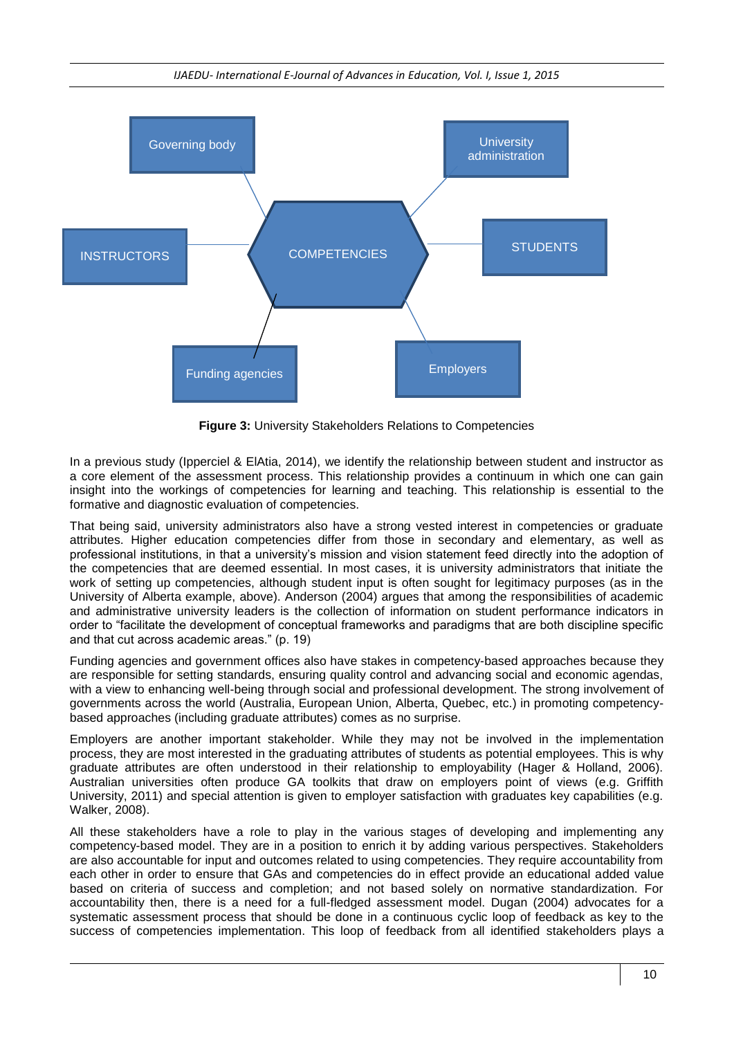**Figure 3:** University Stakeholders Relations to Competencies

In a previous study (Ipperciel & ElAtia, 2014), we identify the relationship between student and instructor as a core element of the assessment process. This relationship provides a continuum in which one can gain insight into the workings of competencies for learning and teaching. This relationship is essential to the formative and diagnostic evaluation of competencies.

That being said, university administrators also have a strong vested interest in competencies or graduate attributes. Higher education competencies differ from those in secondary and elementary, as well as professional institutions, in that a university's mission and vision statement feed directly into the adoption of the competencies that are deemed essential. In most cases, it is university administrators that initiate the work of setting up competencies, although student input is often sought for legitimacy purposes (as in the University of Alberta example, above). Anderson (2004) argues that among the responsibilities of academic and administrative university leaders is the collection of information on student performance indicators in order to "facilitate the development of conceptual frameworks and paradigms that are both discipline specific and that cut across academic areas." (p. 19)

Funding agencies and government offices also have stakes in competency-based approaches because they are responsible for setting standards, ensuring quality control and advancing social and economic agendas, with a view to enhancing well-being through social and professional development. The strong involvement of governments across the world (Australia, European Union, Alberta, Quebec, etc.) in promoting competency-based approaches (including graduate attributes) comes as no surprise.

Employers are another important stakeholder. While they may not be involved in the implementation process, they are most interested in the graduating attributes of students as potential employees. This is why graduate attributes are often understood in their relationship to employability (Hager & Holland, 2006). Australian universities often produce GA toolkits that draw on employers point of views (e.g. Griffith University, 2011) and special attention is given to employer satisfaction with graduates key capabilities (e.g. Walker, 2008).

All these stakeholders have a role to play in the various stages of developing and implementing any competency-based model. They are in a position to enrich it by adding various perspectives. Stakeholders are also accountable for input and outcomes related to using competencies. They require accountability from each other in order to ensure that GAs and competencies do in effect provide an educational added value based on criteria of success and completion; and not based solely on normative standardization. For accountability then, there is a need for a full-fledged assessment model. Dugan (2004) advocates for a systematic assessment process that should be done in a continuous cyclic loop of feedback as key to the success of competencies implementation. This loop of feedback from all identified stakeholders plays a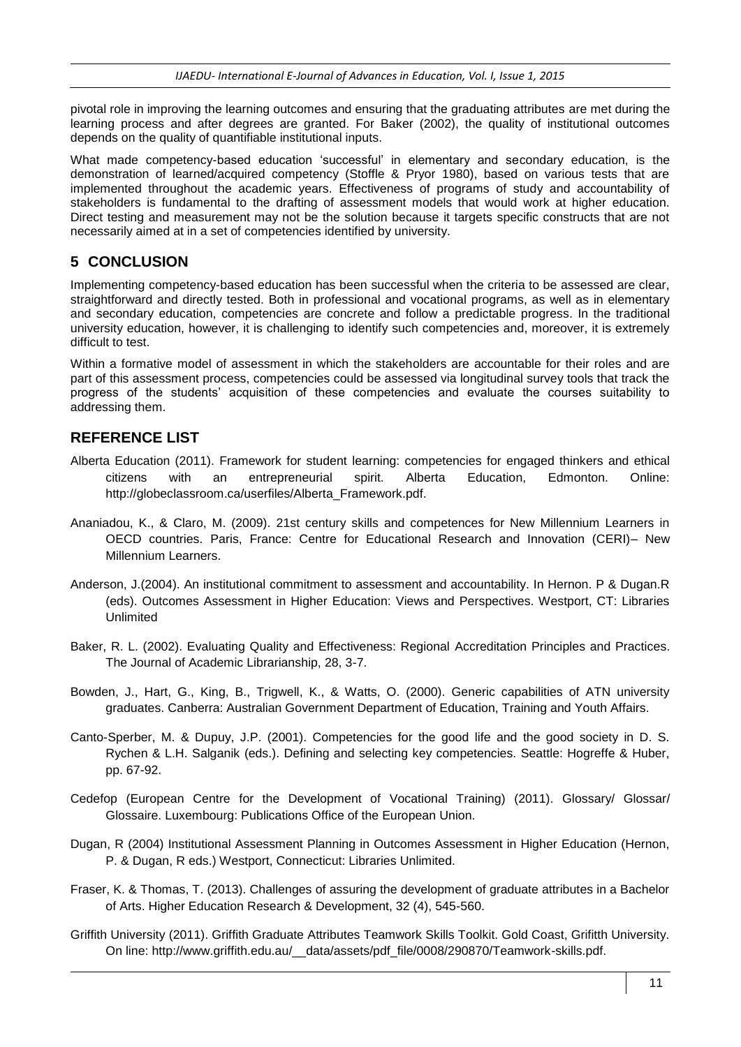pivotal role in improving the learning outcomes and ensuring that the graduating attributes are met during the learning process and after degrees are granted. For Baker (2002), the quality of institutional outcomes depends on the quality of quantifiable institutional inputs.

What made competency-based education 'successful' in elementary and secondary education, is the demonstration of learned/acquired competency (Stoffle & Pryor 1980), based on various tests that are implemented throughout the academic years. Effectiveness of programs of study and accountability of stakeholders is fundamental to the drafting of assessment models that would work at higher education. Direct testing and measurement may not be the solution because it targets specific constructs that are not necessarily aimed at in a set of competencies identified by university.

## 5 CONCLUSION

Implementing competency-based education has been successful when the criteria to be assessed are clear, straightforward and directly tested. Both in professional and vocational programs, as well as in elementary and secondary education, competencies are concrete and follow a predictable progress. In the traditional university education, however, it is challenging to identify such competencies and, moreover, it is extremely difficult to test.

Within a formative model of assessment in which the stakeholders are accountable for their roles and are part of this assessment process, competencies could be assessed via longitudinal survey tools that track the progress of the students' acquisition of these competencies and evaluate the courses suitability to addressing them.

## REFERENCE LIST

Alberta Education (2011). Framework for student learning: competencies for engaged thinkers and ethical citizens with an entrepreneurial spirit. Alberta Education, Edmonton. Online: http://globeclassroom.ca/userfiles/Alberta_Framework.pdf.

Ananiadou, K., & Claro, M. (2009). 21st century skills and competences for New Millennium Learners in OECD countries. Paris, France: Centre for Educational Research and Innovation (CERI)– New Millennium Learners.

Anderson, J.(2004). An institutional commitment to assessment and accountability. In Hernon. P & Dugan.R (eds). Outcomes Assessment in Higher Education: Views and Perspectives. Westport, CT: Libraries Unlimited

Baker, R. L. (2002). Evaluating Quality and Effectiveness: Regional Accreditation Principles and Practices. The Journal of Academic Librarianship, 28, 3-7.

Bowden, J., Hart, G., King, B., Trigwell, K., & Watts, O. (2000). Generic capabilities of ATN university graduates. Canberra: Australian Government Department of Education, Training and Youth Affairs.

Canto-Sperber, M. & Dupuy, J.P. (2001). Competencies for the good life and the good society in D. S. Rychen & L.H. Salganik (eds.). Defining and selecting key competencies. Seattle: Hogreffe & Huber, pp. 67-92.

Cedefop (European Centre for the Development of Vocational Training) (2011). Glossary/ Glossar/ Glossaire. Luxembourg: Publications Office of the European Union.

Dugan, R (2004) Institutional Assessment Planning in Outcomes Assessment in Higher Education (Hernon, P. & Dugan, R eds.) Westport, Connecticut: Libraries Unlimited.

Fraser, K. & Thomas, T. (2013). Challenges of assuring the development of graduate attributes in a Bachelor of Arts. Higher Education Research & Development, 32 (4), 545-560.

Griffith University (2011). Griffith Graduate Attributes Teamwork Skills Toolkit. Gold Coast, Grifitth University. On line: http://www.griffith.edu.au/__data/assets/pdf_file/0008/290870/Teamwork-skills.pdf.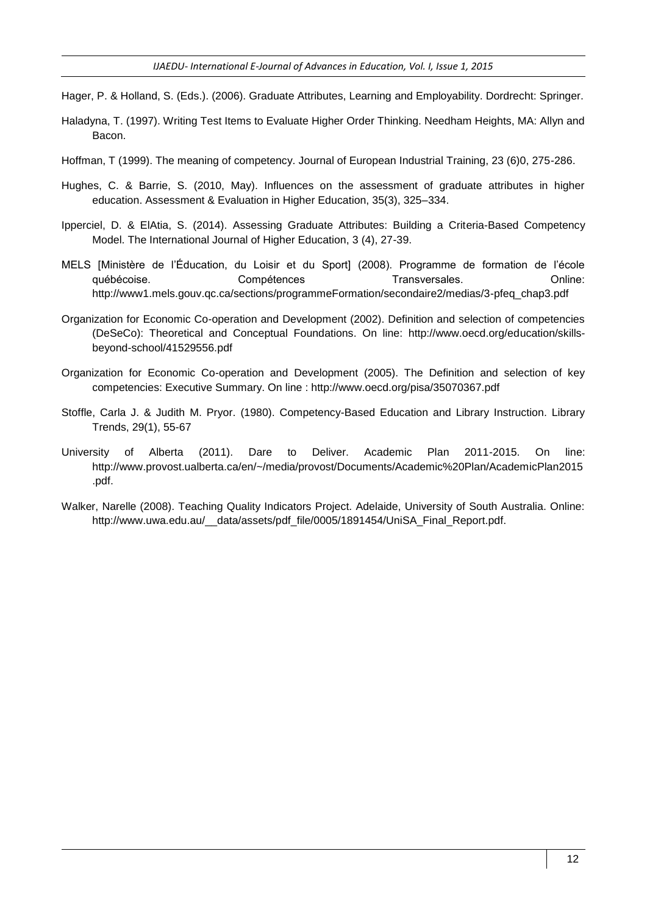Hager, P. & Holland, S. (Eds.). (2006). Graduate Attributes, Learning and Employability. Dordrecht: Springer.

Haladyna, T. (1997). Writing Test Items to Evaluate Higher Order Thinking. Needham Heights, MA: Allyn and Bacon.

Hoffman, T (1999). The meaning of competency. Journal of European Industrial Training, 23 (6)0, 275-286.

Hughes, C. & Barrie, S. (2010, May). Influences on the assessment of graduate attributes in higher education. Assessment & Evaluation in Higher Education, 35(3), 325–334.

Ipperciel, D. & ElAtia, S. (2014). Assessing Graduate Attributes: Building a Criteria-Based Competency Model. The International Journal of Higher Education, 3 (4), 27-39.

MELS [Ministère de l'Éducation, du Loisir et du Sport] (2008). Programme de formation de l'école québécoise. Compétences Transversales. Online: http://www1.mels.gouv.qc.ca/sections/programmeFormation/secondaire2/medias/3-pfeq_chap3.pdf

Organization for Economic Co-operation and Development (2002). Definition and selection of competencies (DeSeCo): Theoretical and Conceptual Foundations. On line: http://www.oecd.org/education/skills-beyond-school/41529556.pdf

Organization for Economic Co-operation and Development (2005). The Definition and selection of key competencies: Executive Summary. On line : http://www.oecd.org/pisa/35070367.pdf

Stoffle, Carla J. & Judith M. Pryor. (1980). Competency-Based Education and Library Instruction. Library Trends, 29(1), 55-67

University of Alberta (2011). Dare to Deliver. Academic Plan 2011-2015. On line: http://www.provost.ualberta.ca/en/~/media/provost/Documents/Academic%20Plan/AcademicPlan2015.pdf.

Walker, Narelle (2008). Teaching Quality Indicators Project. Adelaide, University of South Australia. Online: http://www.uwa.edu.au/__data/assets/pdf_file/0005/1891454/UniSA_Final_Report.pdf.